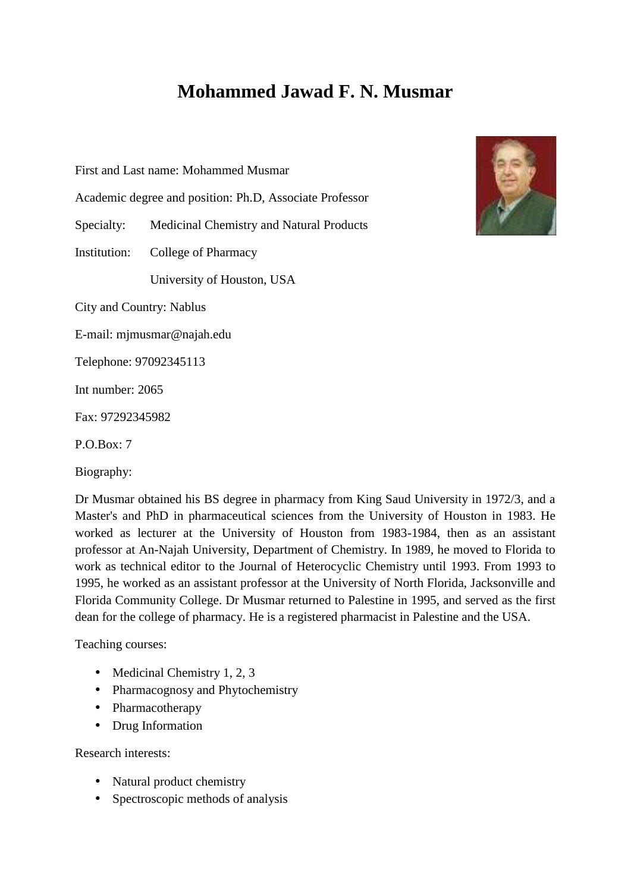# Mohammed Jawad F. N. Musmar

First and Last name: Mohammed Musmar

Academic degree and position: Ph.D, Associate Professor

Specialty: Medicinal Chemistry and Natural Products

Institution: College of Pharmacy

University of Houston, USA

City and Country: Nablus

E-mail: mjmusmar@najah.edu

Telephone: 97092345113

Int number: 2065

Fax: 97292345982

P.O.Box: 7

Biography:

Dr Musmar obtained his BS degree in pharmacy from King Saud University in 1972/3, and a Master's and PhD in pharmaceutical sciences from the University of Houston in 1983. He worked as lecturer at the University of Houston from 1983-1984, then as an assistant professor at An-Najah University, Department of Chemistry. In 1989, he moved to Florida to work as technical editor to the Journal of Heterocyclic Chemistry until 1993. From 1993 to 1995, he worked as an assistant professor at the University of North Florida, Jacksonville and Florida Community College. Dr Musmar returned to Palestine in 1995, and served as the first dean for the college of pharmacy. He is a registered pharmacist in Palestine and the USA.

Teaching courses:

- Medicinal Chemistry 1, 2, 3
- Pharmacognosy and Phytochemistry
- Pharmacotherapy
- Drug Information

Research interests:

- Natural product chemistry
- Spectroscopic methods of analysis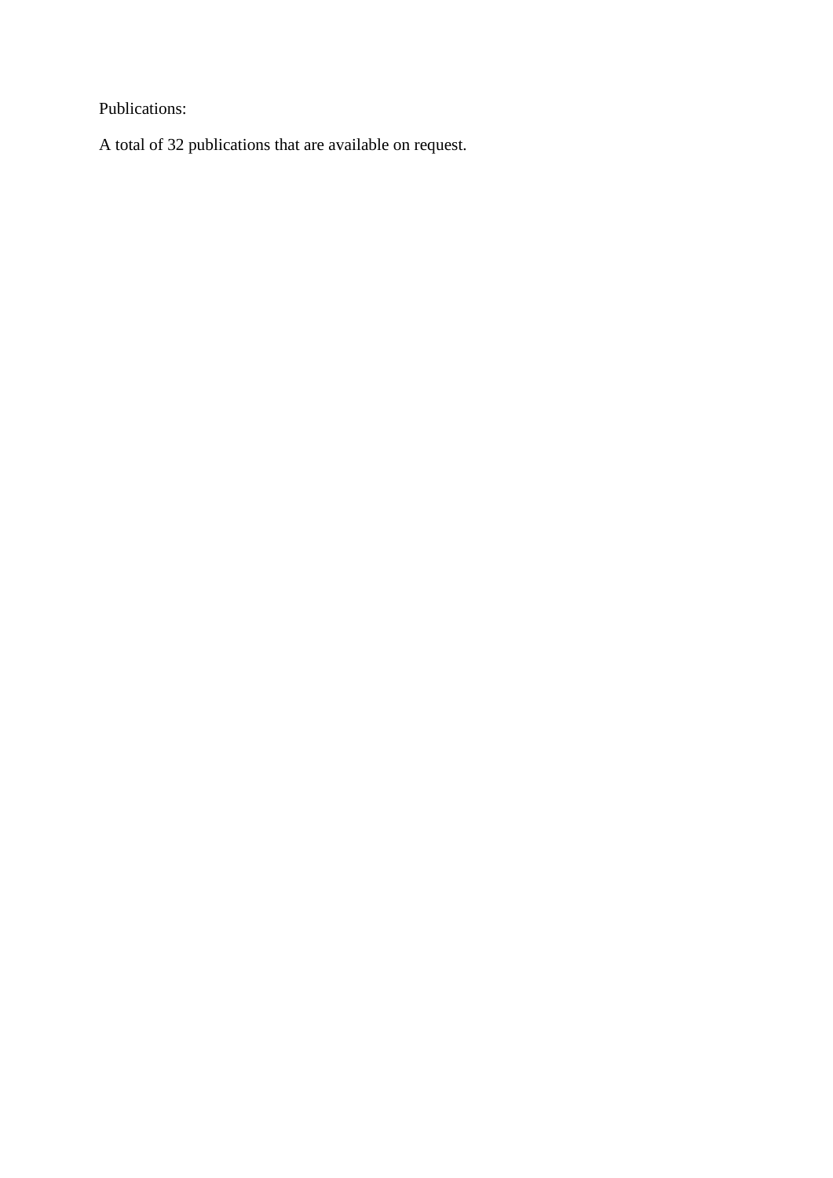Publications:

A total of 32 publications that are available on request.